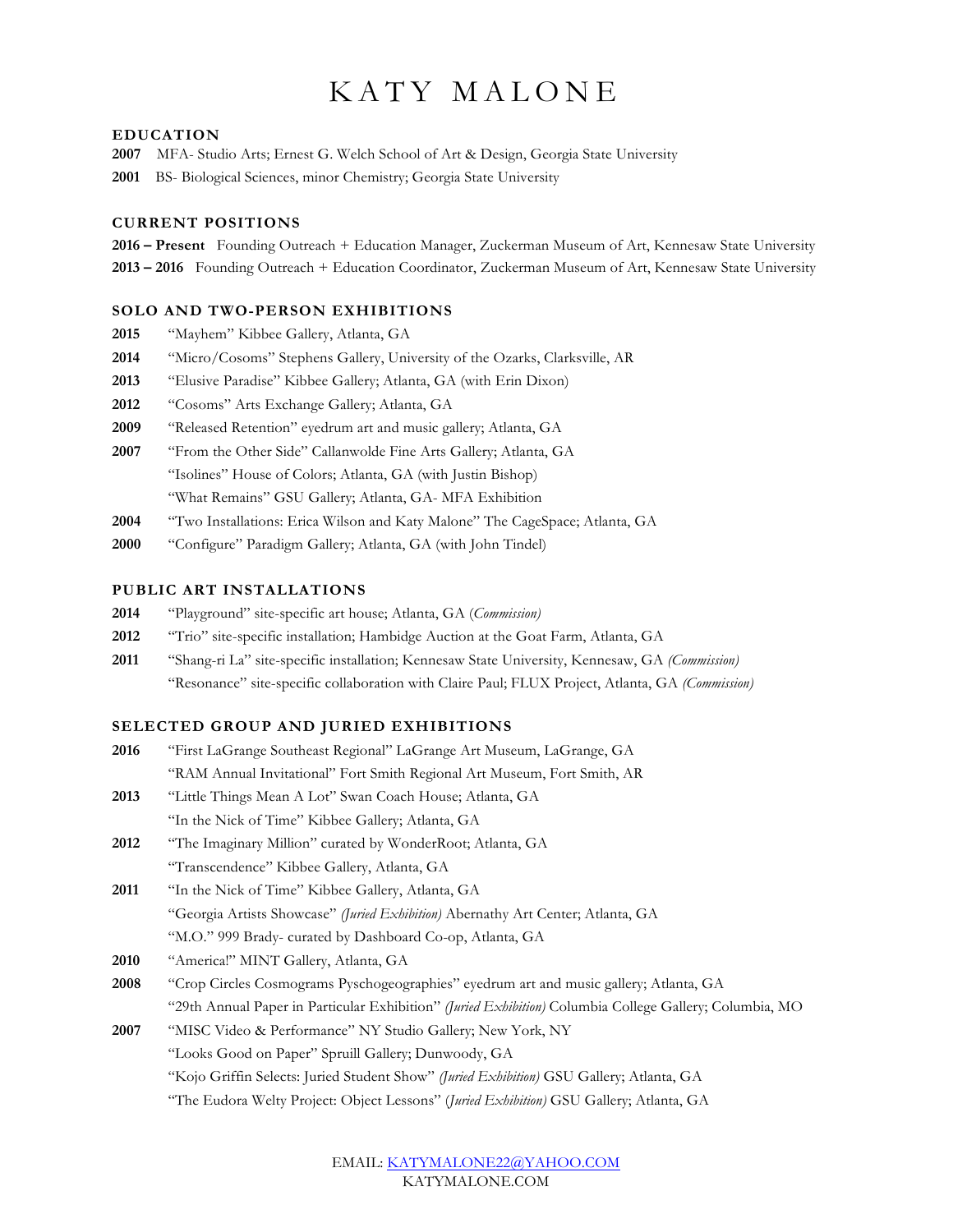# KATY MALONE

## EDUCATION

**2007** MFA- Studio Arts; Ernest G. Welch School of Art & Design, Georgia State University

**2001** BS- Biological Sciences, minor Chemistry; Georgia State University

## CURRENT POSITIONS

**2016 – Present** Founding Outreach + Education Manager, Zuckerman Museum of Art, Kennesaw State University

**2013 – 2016** Founding Outreach + Education Coordinator, Zuckerman Museum of Art, Kennesaw State University

## SOLO AND TWO-PERSON EXHIBITIONS

**2015** "Mayhem" Kibbee Gallery, Atlanta, GA

**2014** "Micro/Cosoms" Stephens Gallery, University of the Ozarks, Clarksville, AR

**2013** "Elusive Paradise" Kibbee Gallery; Atlanta, GA (with Erin Dixon)

**2012** "Cosoms" Arts Exchange Gallery; Atlanta, GA

**2009** "Released Retention" eyedrum art and music gallery; Atlanta, GA

**2007** "From the Other Side" Callanwolde Fine Arts Gallery; Atlanta, GA

"Isolines" House of Colors; Atlanta, GA (with Justin Bishop)

"What Remains" GSU Gallery; Atlanta, GA- MFA Exhibition

**2004** "Two Installations: Erica Wilson and Katy Malone" The CageSpace; Atlanta, GA

**2000** "Configure" Paradigm Gallery; Atlanta, GA (with John Tindel)

## PUBLIC ART INSTALLATIONS

**2014** "Playground" site-specific art house; Atlanta, GA (*Commission)*

**2012** "Trio" site-specific installation; Hambidge Auction at the Goat Farm, Atlanta, GA

**2011** "Shang-ri La" site-specific installation; Kennesaw State University, Kennesaw, GA *(Commission)*

"Resonance" site-specific collaboration with Claire Paul; FLUX Project, Atlanta, GA *(Commission)*

## SELECTED GROUP AND JURIED EXHIBITIONS

**2016** "First LaGrange Southeast Regional" LaGrange Art Museum, LaGrange, GA

"RAM Annual Invitational" Fort Smith Regional Art Museum, Fort Smith, AR

**2013** "Little Things Mean A Lot" Swan Coach House; Atlanta, GA

"In the Nick of Time" Kibbee Gallery; Atlanta, GA

**2012** "The Imaginary Million" curated by WonderRoot; Atlanta, GA

"Transcendence" Kibbee Gallery, Atlanta, GA

**2011** "In the Nick of Time" Kibbee Gallery, Atlanta, GA

"Georgia Artists Showcase" *(Juried Exhibition)* Abernathy Art Center; Atlanta, GA

"M.O." 999 Brady- curated by Dashboard Co-op, Atlanta, GA

**2010** "America!" MINT Gallery, Atlanta, GA

**2008** "Crop Circles Cosmograms Pyschogeographies" eyedrum art and music gallery; Atlanta, GA

"29th Annual Paper in Particular Exhibition" *(Juried Exhibition)* Columbia College Gallery; Columbia, MO

**2007** "MISC Video & Performance" NY Studio Gallery; New York, NY

"Looks Good on Paper" Spruill Gallery; Dunwoody, GA

"Kojo Griffin Selects: Juried Student Show" *(Juried Exhibition)* GSU Gallery; Atlanta, GA

"The Eudora Welty Project: Object Lessons" (*Juried Exhibition)* GSU Gallery; Atlanta, GA

EMAIL: KATYMALONE22@YAHOO.COM
KATYMALONE.COM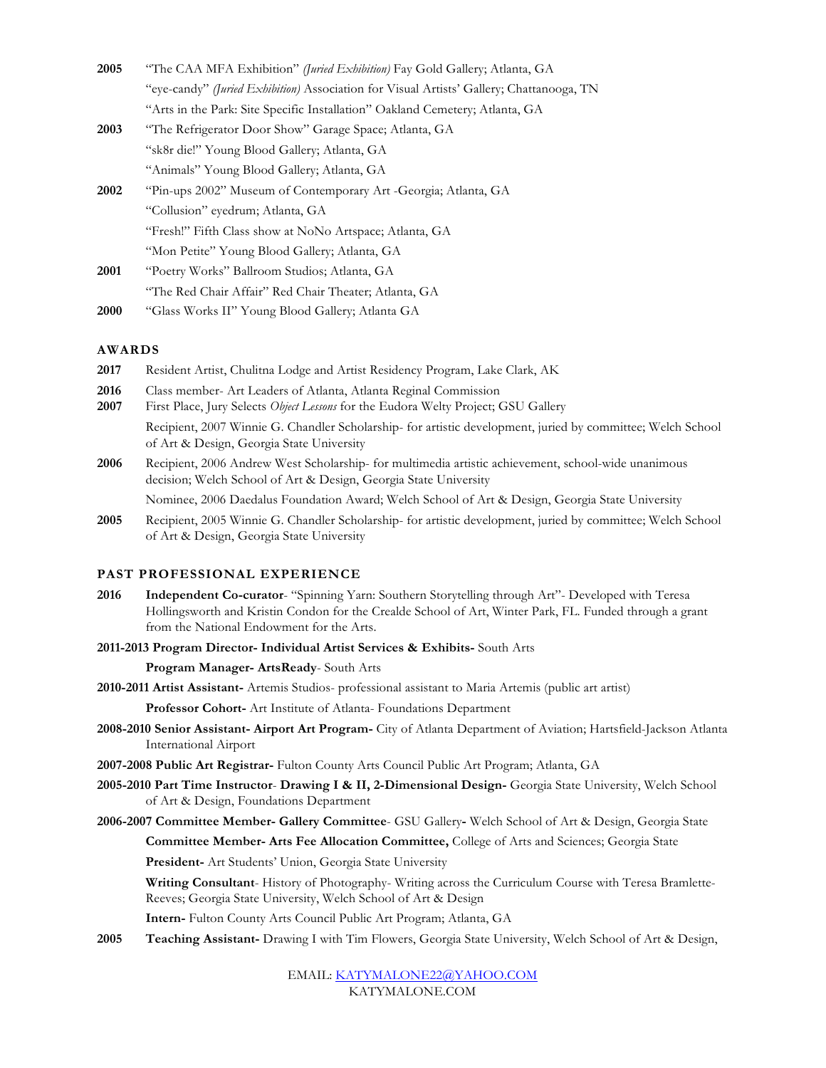**2005** "The CAA MFA Exhibition" *(Juried Exhibition)* Fay Gold Gallery; Atlanta, GA
"eye-candy" *(Juried Exhibition)* Association for Visual Artists' Gallery; Chattanooga, TN
"Arts in the Park: Site Specific Installation" Oakland Cemetery; Atlanta, GA

**2003** "The Refrigerator Door Show" Garage Space; Atlanta, GA
"sk8r die!" Young Blood Gallery; Atlanta, GA
"Animals" Young Blood Gallery; Atlanta, GA

**2002** "Pin-ups 2002" Museum of Contemporary Art -Georgia; Atlanta, GA
"Collusion" eyedrum; Atlanta, GA
"Fresh!" Fifth Class show at NoNo Artspace; Atlanta, GA
"Mon Petite" Young Blood Gallery; Atlanta, GA

**2001** "Poetry Works" Ballroom Studios; Atlanta, GA
"The Red Chair Affair" Red Chair Theater; Atlanta, GA

**2000** "Glass Works II" Young Blood Gallery; Atlanta GA

## AWARDS

**2017** Resident Artist, Chulitna Lodge and Artist Residency Program, Lake Clark, AK

**2016** Class member- Art Leaders of Atlanta, Atlanta Reginal Commission

**2007** First Place, Jury Selects *Object Lessons* for the Eudora Welty Project; GSU Gallery
Recipient, 2007 Winnie G. Chandler Scholarship- for artistic development, juried by committee; Welch School of Art & Design, Georgia State University

**2006** Recipient, 2006 Andrew West Scholarship- for multimedia artistic achievement, school-wide unanimous decision; Welch School of Art & Design, Georgia State University
Nominee, 2006 Daedalus Foundation Award; Welch School of Art & Design, Georgia State University

**2005** Recipient, 2005 Winnie G. Chandler Scholarship- for artistic development, juried by committee; Welch School of Art & Design, Georgia State University

## PAST PROFESSIONAL EXPERIENCE

**2016** **Independent Co-curator**- "Spinning Yarn: Southern Storytelling through Art"- Developed with Teresa Hollingsworth and Kristin Condon for the Crealde School of Art, Winter Park, FL. Funded through a grant from the National Endowment for the Arts.

**2011-2013 Program Director- Individual Artist Services & Exhibits-** South Arts
**Program Manager- ArtsReady**- South Arts

**2010-2011 Artist Assistant-** Artemis Studios- professional assistant to Maria Artemis (public art artist)
**Professor Cohort-** Art Institute of Atlanta- Foundations Department

**2008-2010 Senior Assistant- Airport Art Program-** City of Atlanta Department of Aviation; Hartsfield-Jackson Atlanta International Airport

**2007-2008 Public Art Registrar-** Fulton County Arts Council Public Art Program; Atlanta, GA

**2005-2010 Part Time Instructor**- **Drawing I & II, 2-Dimensional Design-** Georgia State University, Welch School of Art & Design, Foundations Department

**2006-2007 Committee Member- Gallery Committee**- GSU Gallery**-** Welch School of Art & Design, Georgia State
**Committee Member- Arts Fee Allocation Committee,** College of Arts and Sciences; Georgia State
**President-** Art Students' Union, Georgia State University
**Writing Consultant**- History of Photography- Writing across the Curriculum Course with Teresa Bramlette-Reeves; Georgia State University, Welch School of Art & Design
**Intern-** Fulton County Arts Council Public Art Program; Atlanta, GA

**2005** **Teaching Assistant-** Drawing I with Tim Flowers, Georgia State University, Welch School of Art & Design,

EMAIL: [KATYMALONE22@YAHOO.COM](mailto:KATYMALONE22@YAHOO.COM)
KATYMALONE.COM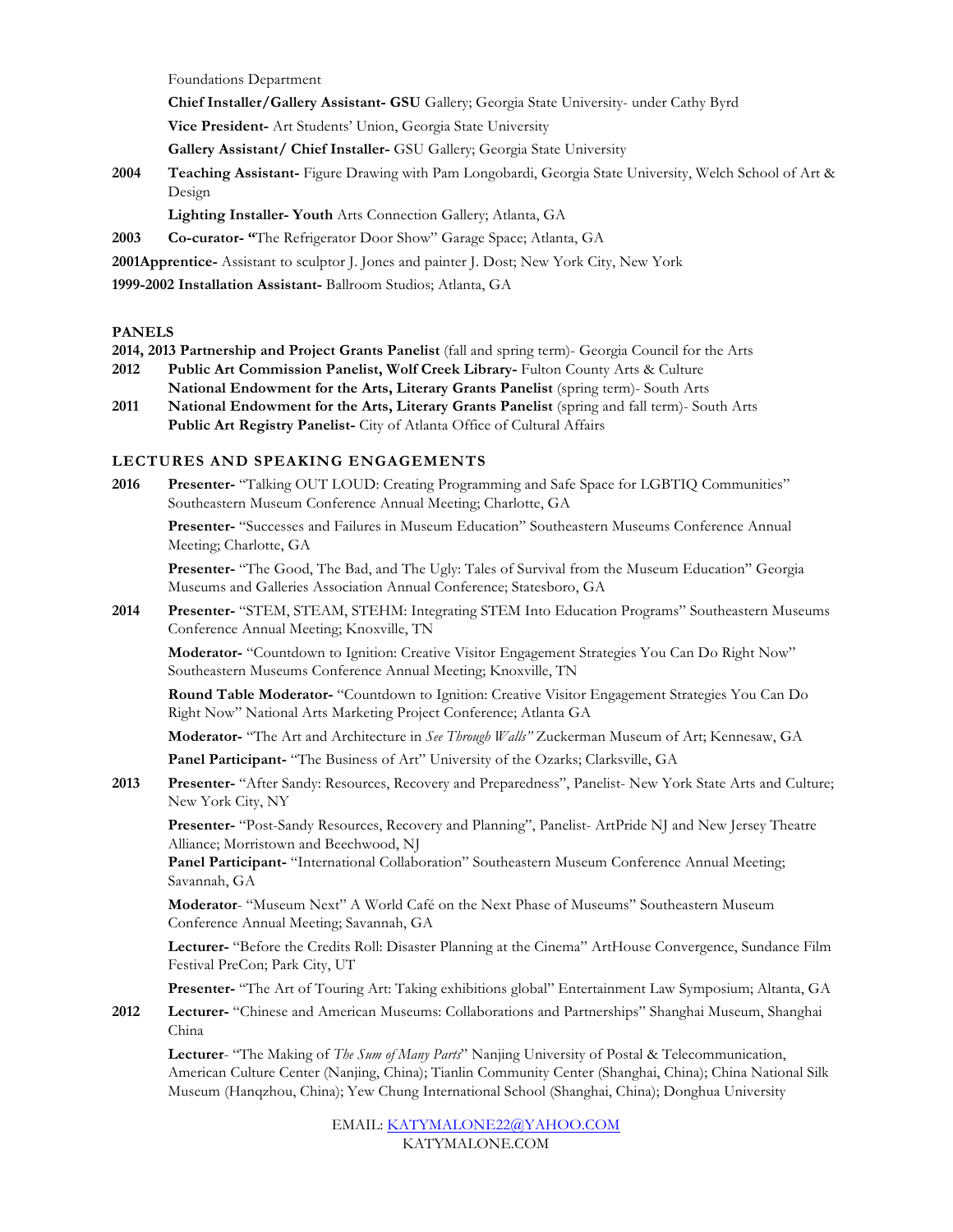Foundations Department

**Chief Installer/Gallery Assistant- GSU** Gallery; Georgia State University- under Cathy Byrd

**Vice President-** Art Students' Union, Georgia State University

**Gallery Assistant/ Chief Installer-** GSU Gallery; Georgia State University

**2004** **Teaching Assistant-** Figure Drawing with Pam Longobardi, Georgia State University, Welch School of Art & Design

**Lighting Installer- Youth** Arts Connection Gallery; Atlanta, GA

**2003** **Co-curator- "**The Refrigerator Door Show" Garage Space; Atlanta, GA

**2001Apprentice-** Assistant to sculptor J. Jones and painter J. Dost; New York City, New York

**1999-2002 Installation Assistant-** Ballroom Studios; Atlanta, GA

## PANELS

**2014, 2013 Partnership and Project Grants Panelist** (fall and spring term)- Georgia Council for the Arts

**2012** **Public Art Commission Panelist, Wolf Creek Library-** Fulton County Arts & Culture

**National Endowment for the Arts, Literary Grants Panelist** (spring term)- South Arts

**2011** **National Endowment for the Arts, Literary Grants Panelist** (spring and fall term)- South Arts

**Public Art Registry Panelist-** City of Atlanta Office of Cultural Affairs

## LECTURES AND SPEAKING ENGAGEMENTS

**2016** **Presenter-** "Talking OUT LOUD: Creating Programming and Safe Space for LGBTIQ Communities" Southeastern Museum Conference Annual Meeting; Charlotte, GA

**Presenter-** "Successes and Failures in Museum Education" Southeastern Museums Conference Annual Meeting; Charlotte, GA

**Presenter-** "The Good, The Bad, and The Ugly: Tales of Survival from the Museum Education" Georgia Museums and Galleries Association Annual Conference; Statesboro, GA

**2014** **Presenter-** "STEM, STEAM, STEHM: Integrating STEM Into Education Programs" Southeastern Museums Conference Annual Meeting; Knoxville, TN

**Moderator-** "Countdown to Ignition: Creative Visitor Engagement Strategies You Can Do Right Now" Southeastern Museums Conference Annual Meeting; Knoxville, TN

**Round Table Moderator-** "Countdown to Ignition: Creative Visitor Engagement Strategies You Can Do Right Now" National Arts Marketing Project Conference; Atlanta GA

**Moderator-** "The Art and Architecture in *See Through Walls"* Zuckerman Museum of Art; Kennesaw, GA

**Panel Participant-** "The Business of Art" University of the Ozarks; Clarksville, GA

**2013** **Presenter-** "After Sandy: Resources, Recovery and Preparedness", Panelist- New York State Arts and Culture; New York City, NY

**Presenter-** "Post-Sandy Resources, Recovery and Planning", Panelist- ArtPride NJ and New Jersey Theatre Alliance; Morristown and Beechwood, NJ

**Panel Participant-** "International Collaboration" Southeastern Museum Conference Annual Meeting; Savannah, GA

**Moderator**- "Museum Next" A World Café on the Next Phase of Museums" Southeastern Museum Conference Annual Meeting; Savannah, GA

**Lecturer-** "Before the Credits Roll: Disaster Planning at the Cinema" ArtHouse Convergence, Sundance Film Festival PreCon; Park City, UT

**Presenter-** "The Art of Touring Art: Taking exhibitions global" Entertainment Law Symposium; Altanta, GA

**2012** **Lecturer-** "Chinese and American Museums: Collaborations and Partnerships" Shanghai Museum, Shanghai China

**Lecturer**- "The Making of *The Sum of Many Parts*" Nanjing University of Postal & Telecommunication, American Culture Center (Nanjing, China); Tianlin Community Center (Shanghai, China); China National Silk Museum (Hanqzhou, China); Yew Chung International School (Shanghai, China); Donghua University

EMAIL: KATYMALONE22@YAHOO.COM
KATYMALONE.COM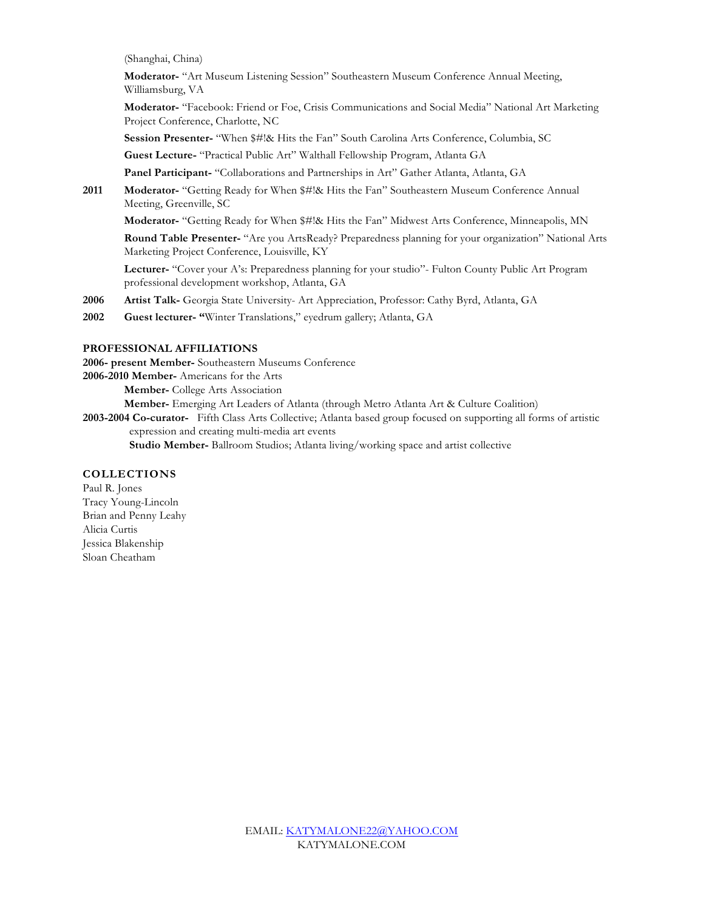(Shanghai, China)

**Moderator-** "Art Museum Listening Session" Southeastern Museum Conference Annual Meeting, Williamsburg, VA

**Moderator-** "Facebook: Friend or Foe, Crisis Communications and Social Media" National Art Marketing Project Conference, Charlotte, NC

**Session Presenter-** "When $#!& Hits the Fan" South Carolina Arts Conference, Columbia, SC

**Guest Lecture-** "Practical Public Art" Walthall Fellowship Program, Atlanta GA

**Panel Participant-** "Collaborations and Partnerships in Art" Gather Atlanta, Atlanta, GA

**2011** **Moderator-** "Getting Ready for When $#!& Hits the Fan" Southeastern Museum Conference Annual Meeting, Greenville, SC

**Moderator-** "Getting Ready for When $#!& Hits the Fan" Midwest Arts Conference, Minneapolis, MN

**Round Table Presenter-** "Are you ArtsReady? Preparedness planning for your organization" National Arts Marketing Project Conference, Louisville, KY

**Lecturer-** "Cover your A's: Preparedness planning for your studio"- Fulton County Public Art Program professional development workshop, Atlanta, GA

**2006** **Artist Talk-** Georgia State University- Art Appreciation, Professor: Cathy Byrd, Atlanta, GA

**2002** **Guest lecturer- "**Winter Translations," eyedrum gallery; Atlanta, GA

## PROFESSIONAL AFFILIATIONS

**2006- present Member-** Southeastern Museums Conference

**2006-2010 Member-** Americans for the Arts

**Member-** College Arts Association

**Member-** Emerging Art Leaders of Atlanta (through Metro Atlanta Art & Culture Coalition)

**2003-2004 Co-curator-** Fifth Class Arts Collective; Atlanta based group focused on supporting all forms of artistic expression and creating multi-media art events

**Studio Member-** Ballroom Studios; Atlanta living/working space and artist collective

## COLLECTIONS

Paul R. Jones
Tracy Young-Lincoln
Brian and Penny Leahy
Alicia Curtis
Jessica Blakenship
Sloan Cheatham

EMAIL: KATYMALONE22@YAHOO.COM
KATYMALONE.COM